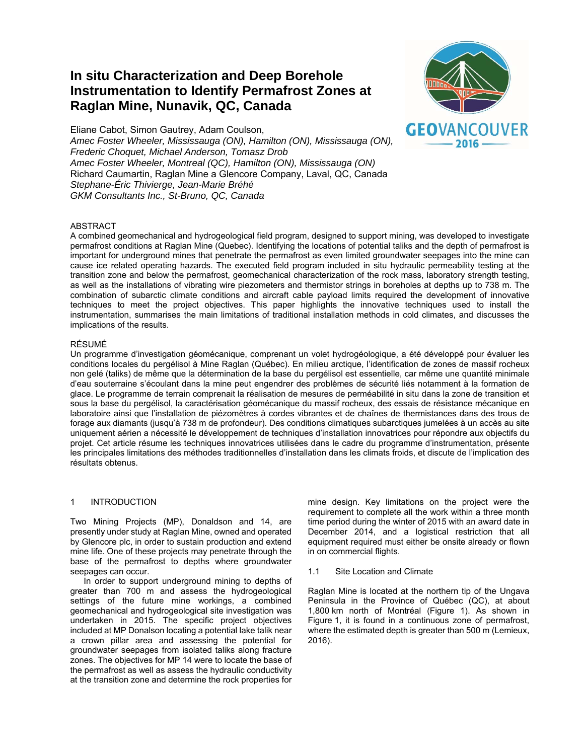# In situ Characterization and Deep Borehole Instrumentation to Identify Permafrost Zones at Raglan Mine, Nunavik, QC, Canada

Eliane Cabot, Simon Gautrey, Adam Coulson,
*Amec Foster Wheeler, Mississauga (ON), Hamilton (ON), Mississauga (ON),*
*Frederic Choquet, Michael Anderson, Tomasz Drob*
*Amec Foster Wheeler, Montreal (QC), Hamilton (ON), Mississauga (ON)*
Richard Caumartin, Raglan Mine a Glencore Company, Laval, QC, Canada
*Stephane-Éric Thivierge, Jean-Marie Bréhé*
*GKM Consultants Inc., St-Bruno, QC, Canada*

## ABSTRACT

A combined geomechanical and hydrogeological field program, designed to support mining, was developed to investigate permafrost conditions at Raglan Mine (Quebec). Identifying the locations of potential taliks and the depth of permafrost is important for underground mines that penetrate the permafrost as even limited groundwater seepages into the mine can cause ice related operating hazards. The executed field program included in situ hydraulic permeability testing at the transition zone and below the permafrost, geomechanical characterization of the rock mass, laboratory strength testing, as well as the installations of vibrating wire piezometers and thermistor strings in boreholes at depths up to 738 m. The combination of subarctic climate conditions and aircraft cable payload limits required the development of innovative techniques to meet the project objectives. This paper highlights the innovative techniques used to install the instrumentation, summarises the main limitations of traditional installation methods in cold climates, and discusses the implications of the results.

## RÉSUMÉ

Un programme d'investigation géomécanique, comprenant un volet hydrogéologique, a été développé pour évaluer les conditions locales du pergélisol à Mine Raglan (Québec). En milieu arctique, l'identification de zones de massif rocheux non gelé (taliks) de même que la détermination de la base du pergélisol est essentielle, car même une quantité minimale d'eau souterraine s'écoulant dans la mine peut engendrer des problèmes de sécurité liés notamment à la formation de glace. Le programme de terrain comprenait la réalisation de mesures de perméabilité in situ dans la zone de transition et sous la base du pergélisol, la caractérisation géomécanique du massif rocheux, des essais de résistance mécanique en laboratoire ainsi que l'installation de piézomètres à cordes vibrantes et de chaînes de thermistances dans des trous de forage aux diamants (jusqu'à 738 m de profondeur). Des conditions climatiques subarctiques jumelées à un accès au site uniquement aérien a nécessité le développement de techniques d'installation innovatrices pour répondre aux objectifs du projet. Cet article résume les techniques innovatrices utilisées dans le cadre du programme d'instrumentation, présente les principales limitations des méthodes traditionnelles d'installation dans les climats froids, et discute de l'implication des résultats obtenus.

## 1 INTRODUCTION

Two Mining Projects (MP), Donaldson and 14, are presently under study at Raglan Mine, owned and operated by Glencore plc, in order to sustain production and extend mine life. One of these projects may penetrate through the base of the permafrost to depths where groundwater seepages can occur.

In order to support underground mining to depths of greater than 700 m and assess the hydrogeological settings of the future mine workings, a combined geomechanical and hydrogeological site investigation was undertaken in 2015. The specific project objectives included at MP Donalson locating a potential lake talik near a crown pillar area and assessing the potential for groundwater seepages from isolated taliks along fracture zones. The objectives for MP 14 were to locate the base of the permafrost as well as assess the hydraulic conductivity at the transition zone and determine the rock properties for mine design. Key limitations on the project were the requirement to complete all the work within a three month time period during the winter of 2015 with an award date in December 2014, and a logistical restriction that all equipment required must either be onsite already or flown in on commercial flights.

### 1.1 Site Location and Climate

Raglan Mine is located at the northern tip of the Ungava Peninsula in the Province of Québec (QC), at about 1,800 km north of Montréal (Figure 1). As shown in Figure 1, it is found in a continuous zone of permafrost, where the estimated depth is greater than 500 m (Lemieux, 2016).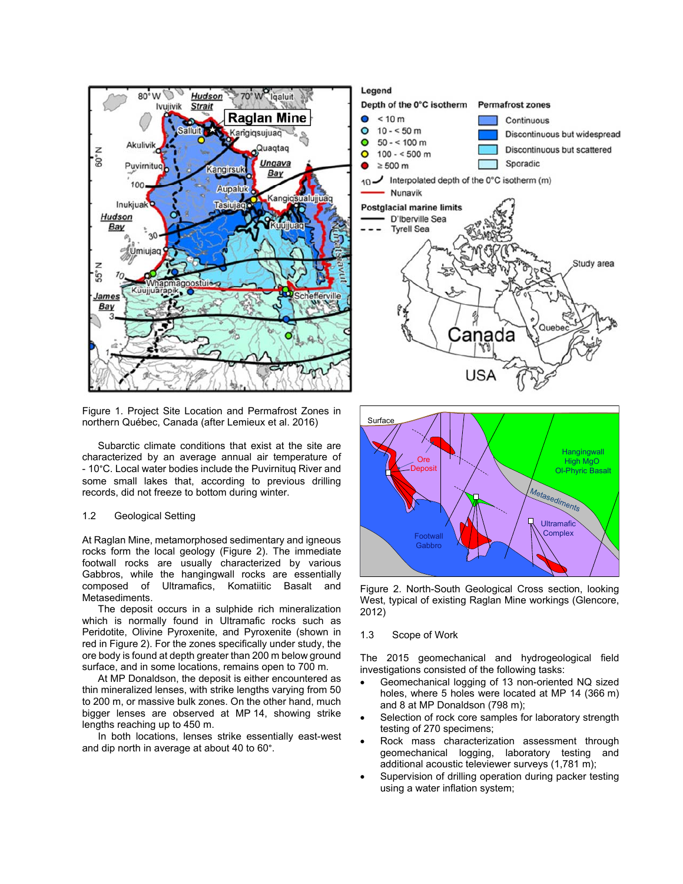Figure 1. Project Site Location and Permafrost Zones in northern Québec, Canada (after Lemieux et al. 2016)

Subarctic climate conditions that exist at the site are characterized by an average annual air temperature of - 10°C. Local water bodies include the Puvirnituq River and some small lakes that, according to previous drilling records, did not freeze to bottom during winter.

### 1.2 Geological Setting

At Raglan Mine, metamorphosed sedimentary and igneous rocks form the local geology (Figure 2). The immediate footwall rocks are usually characterized by various Gabbros, while the hangingwall rocks are essentially composed of Ultramafics, Komatiitic Basalt and Metasediments.

The deposit occurs in a sulphide rich mineralization which is normally found in Ultramafic rocks such as Peridotite, Olivine Pyroxenite, and Pyroxenite (shown in red in Figure 2). For the zones specifically under study, the ore body is found at depth greater than 200 m below ground surface, and in some locations, remains open to 700 m.

At MP Donaldson, the deposit is either encountered as thin mineralized lenses, with strike lengths varying from 50 to 200 m, or massive bulk zones. On the other hand, much bigger lenses are observed at MP 14, showing strike lengths reaching up to 450 m.

In both locations, lenses strike essentially east-west and dip north in average at about 40 to 60°.

Figure 2. North-South Geological Cross section, looking West, typical of existing Raglan Mine workings (Glencore, 2012)

### 1.3 Scope of Work

The 2015 geomechanical and hydrogeological field investigations consisted of the following tasks:

- Geomechanical logging of 13 non-oriented NQ sized holes, where 5 holes were located at MP 14 (366 m) and 8 at MP Donaldson (798 m);
- Selection of rock core samples for laboratory strength testing of 270 specimens;
- Rock mass characterization assessment through geomechanical logging, laboratory testing and additional acoustic televiewer surveys (1,781 m);
- Supervision of drilling operation during packer testing using a water inflation system;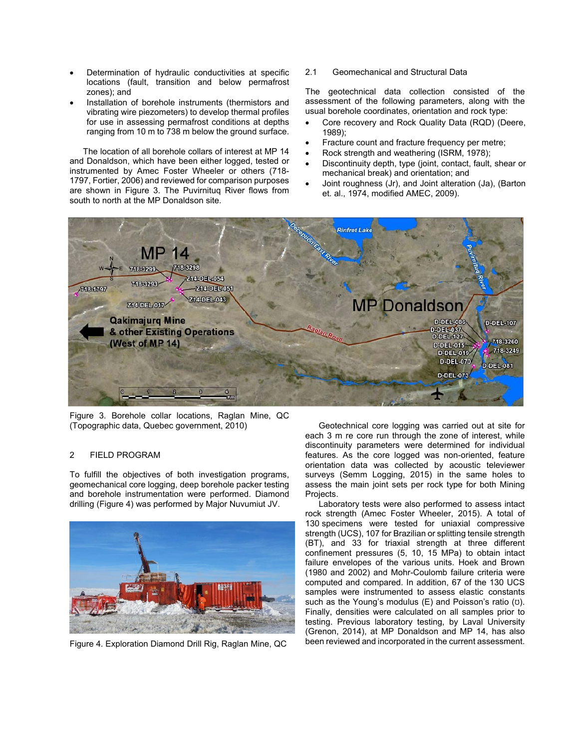- Determination of hydraulic conductivities at specific locations (fault, transition and below permafrost zones); and
- Installation of borehole instruments (thermistors and vibrating wire piezometers) to develop thermal profiles for use in assessing permafrost conditions at depths ranging from 10 m to 738 m below the ground surface.

The location of all borehole collars of interest at MP 14 and Donaldson, which have been either logged, tested or instrumented by Amec Foster Wheeler or others (718-1797, Fortier, 2006) and reviewed for comparison purposes are shown in Figure 3. The Puvirnituq River flows from south to north at the MP Donaldson site.

Figure 3. Borehole collar locations, Raglan Mine, QC (Topographic data, Quebec government, 2010)

## 2 FIELD PROGRAM

To fulfill the objectives of both investigation programs, geomechanical core logging, deep borehole packer testing and borehole instrumentation were performed. Diamond drilling (Figure 4) was performed by Major Nuvumiut JV.

Figure 4. Exploration Diamond Drill Rig, Raglan Mine, QC

### 2.1 Geomechanical and Structural Data

The geotechnical data collection consisted of the assessment of the following parameters, along with the usual borehole coordinates, orientation and rock type:

- Core recovery and Rock Quality Data (RQD) (Deere, 1989);
- Fracture count and fracture frequency per metre;
- Rock strength and weathering (ISRM, 1978);
- Discontinuity depth, type (joint, contact, fault, shear or mechanical break) and orientation; and
- Joint roughness (Jr), and Joint alteration (Ja), (Barton et. al., 1974, modified AMEC, 2009).

Geotechnical core logging was carried out at site for each 3 m re core run through the zone of interest, while discontinuity parameters were determined for individual features. As the core logged was non-oriented, feature orientation data was collected by acoustic televiewer surveys (Semm Logging, 2015) in the same holes to assess the main joint sets per rock type for both Mining Projects.

Laboratory tests were also performed to assess intact rock strength (Amec Foster Wheeler, 2015). A total of 130 specimens were tested for uniaxial compressive strength (UCS), 107 for Brazilian or splitting tensile strength (BT), and 33 for triaxial strength at three different confinement pressures (5, 10, 15 MPa) to obtain intact failure envelopes of the various units. Hoek and Brown (1980 and 2002) and Mohr-Coulomb failure criteria were computed and compared. In addition, 67 of the 130 UCS samples were instrumented to assess elastic constants such as the Young's modulus (E) and Poisson's ratio (ʊ). Finally, densities were calculated on all samples prior to testing. Previous laboratory testing, by Laval University (Grenon, 2014), at MP Donaldson and MP 14, has also been reviewed and incorporated in the current assessment.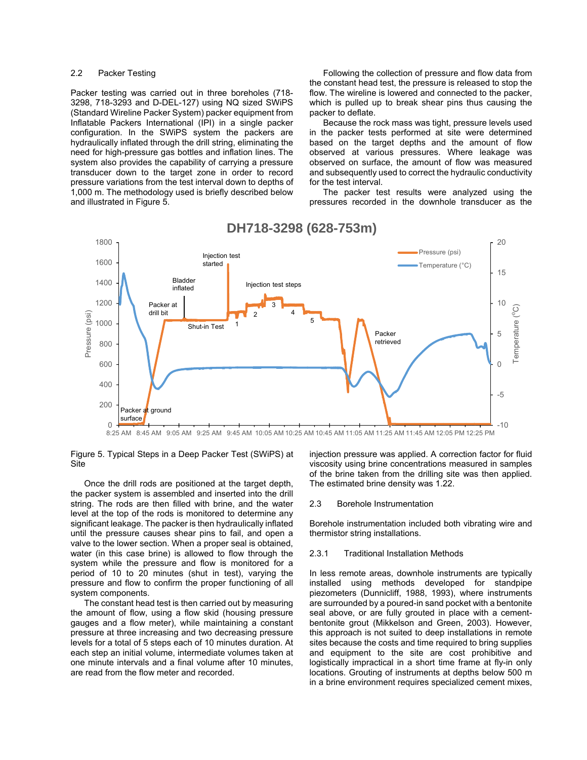### 2.2 Packer Testing

Packer testing was carried out in three boreholes (718-3298, 718-3293 and D-DEL-127) using NQ sized SWiPS (Standard Wireline Packer System) packer equipment from Inflatable Packers International (IPI) in a single packer configuration. In the SWiPS system the packers are hydraulically inflated through the drill string, eliminating the need for high-pressure gas bottles and inflation lines. The system also provides the capability of carrying a pressure transducer down to the target zone in order to record pressure variations from the test interval down to depths of 1,000 m. The methodology used is briefly described below and illustrated in Figure 5.

Following the collection of pressure and flow data from the constant head test, the pressure is released to stop the flow. The wireline is lowered and connected to the packer, which is pulled up to break shear pins thus causing the packer to deflate.

Because the rock mass was tight, pressure levels used in the packer tests performed at site were determined based on the target depths and the amount of flow observed at various pressures. Where leakage was observed on surface, the amount of flow was measured and subsequently used to correct the hydraulic conductivity for the test interval.

The packer test results were analyzed using the pressures recorded in the downhole transducer as the injection pressure was applied. A correction factor for fluid viscosity using brine concentrations measured in samples of the brine taken from the drilling site was then applied. The estimated brine density was 1.22.

Figure 5. Typical Steps in a Deep Packer Test (SWiPS) at Site

Once the drill rods are positioned at the target depth, the packer system is assembled and inserted into the drill string. The rods are then filled with brine, and the water level at the top of the rods is monitored to determine any significant leakage. The packer is then hydraulically inflated until the pressure causes shear pins to fail, and open a valve to the lower section. When a proper seal is obtained, water (in this case brine) is allowed to flow through the system while the pressure and flow is monitored for a period of 10 to 20 minutes (shut in test), varying the pressure and flow to confirm the proper functioning of all system components.

The constant head test is then carried out by measuring the amount of flow, using a flow skid (housing pressure gauges and a flow meter), while maintaining a constant pressure at three increasing and two decreasing pressure levels for a total of 5 steps each of 10 minutes duration. At each step an initial volume, intermediate volumes taken at one minute intervals and a final volume after 10 minutes, are read from the flow meter and recorded.

### 2.3 Borehole Instrumentation

Borehole instrumentation included both vibrating wire and thermistor string installations.

#### 2.3.1 Traditional Installation Methods

In less remote areas, downhole instruments are typically installed using methods developed for standpipe piezometers (Dunnicliff, 1988, 1993), where instruments are surrounded by a poured-in sand pocket with a bentonite seal above, or are fully grouted in place with a cement-bentonite grout (Mikkelson and Green, 2003). However, this approach is not suited to deep installations in remote sites because the costs and time required to bring supplies and equipment to the site are cost prohibitive and logistically impractical in a short time frame at fly-in only locations. Grouting of instruments at depths below 500 m in a brine environment requires specialized cement mixes,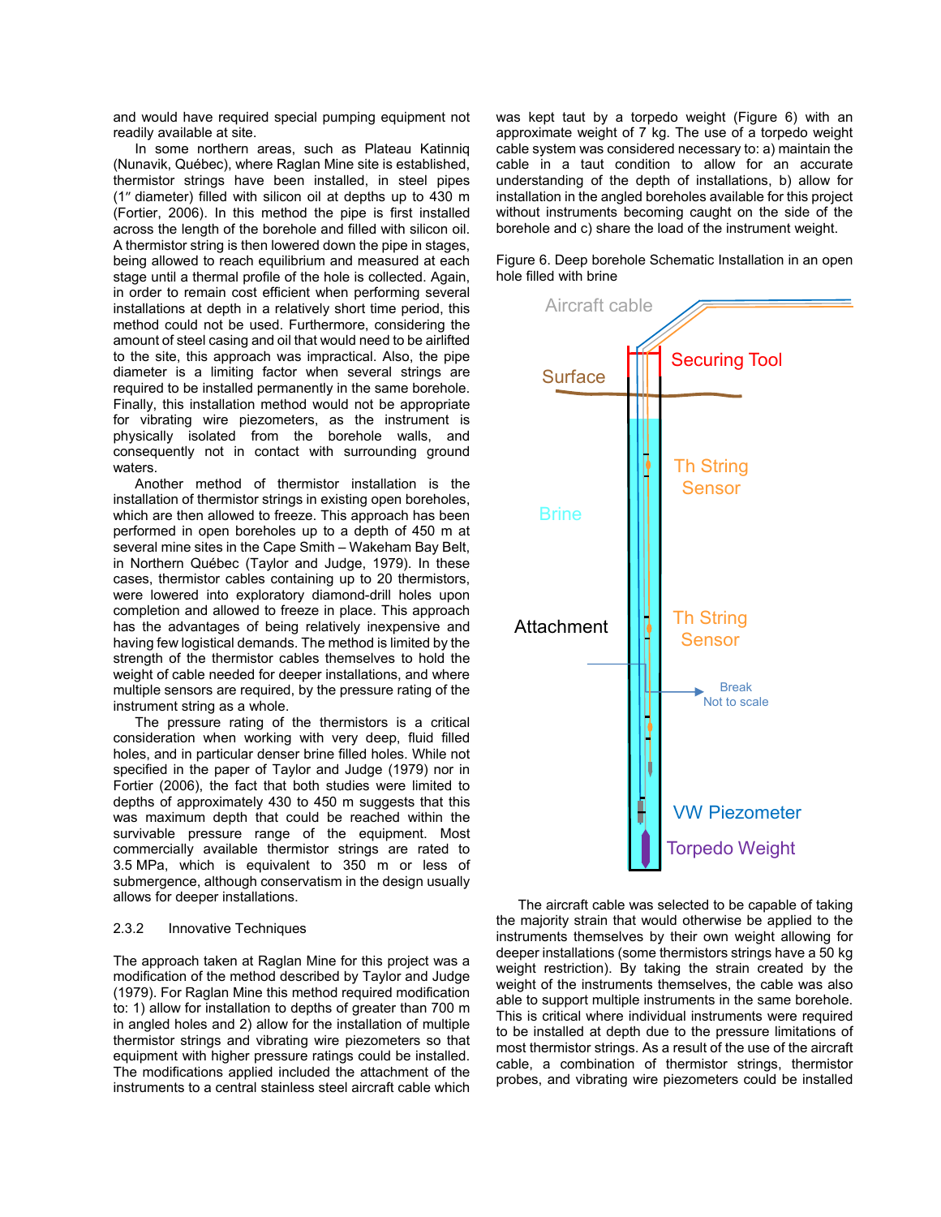and would have required special pumping equipment not readily available at site.

In some northern areas, such as Plateau Katinniq (Nunavik, Québec), where Raglan Mine site is established, thermistor strings have been installed, in steel pipes (1″ diameter) filled with silicon oil at depths up to 430 m (Fortier, 2006). In this method the pipe is first installed across the length of the borehole and filled with silicon oil. A thermistor string is then lowered down the pipe in stages, being allowed to reach equilibrium and measured at each stage until a thermal profile of the hole is collected. Again, in order to remain cost efficient when performing several installations at depth in a relatively short time period, this method could not be used. Furthermore, considering the amount of steel casing and oil that would need to be airlifted to the site, this approach was impractical. Also, the pipe diameter is a limiting factor when several strings are required to be installed permanently in the same borehole. Finally, this installation method would not be appropriate for vibrating wire piezometers, as the instrument is physically isolated from the borehole walls, and consequently not in contact with surrounding ground waters.

Another method of thermistor installation is the installation of thermistor strings in existing open boreholes, which are then allowed to freeze. This approach has been performed in open boreholes up to a depth of 450 m at several mine sites in the Cape Smith – Wakeham Bay Belt, in Northern Québec (Taylor and Judge, 1979). In these cases, thermistor cables containing up to 20 thermistors, were lowered into exploratory diamond-drill holes upon completion and allowed to freeze in place. This approach has the advantages of being relatively inexpensive and having few logistical demands. The method is limited by the strength of the thermistor cables themselves to hold the weight of cable needed for deeper installations, and where multiple sensors are required, by the pressure rating of the instrument string as a whole.

The pressure rating of the thermistors is a critical consideration when working with very deep, fluid filled holes, and in particular denser brine filled holes. While not specified in the paper of Taylor and Judge (1979) nor in Fortier (2006), the fact that both studies were limited to depths of approximately 430 to 450 m suggests that this was maximum depth that could be reached within the survivable pressure range of the equipment. Most commercially available thermistor strings are rated to 3.5 MPa, which is equivalent to 350 m or less of submergence, although conservatism in the design usually allows for deeper installations.

### 2.3.2 Innovative Techniques

The approach taken at Raglan Mine for this project was a modification of the method described by Taylor and Judge (1979). For Raglan Mine this method required modification to: 1) allow for installation to depths of greater than 700 m in angled holes and 2) allow for the installation of multiple thermistor strings and vibrating wire piezometers so that equipment with higher pressure ratings could be installed. The modifications applied included the attachment of the instruments to a central stainless steel aircraft cable which was kept taut by a torpedo weight (Figure 6) with an approximate weight of 7 kg. The use of a torpedo weight cable system was considered necessary to: a) maintain the cable in a taut condition to allow for an accurate understanding of the depth of installations, b) allow for installation in the angled boreholes available for this project without instruments becoming caught on the side of the borehole and c) share the load of the instrument weight.

Figure 6. Deep borehole Schematic Installation in an open hole filled with brine

The aircraft cable was selected to be capable of taking the majority strain that would otherwise be applied to the instruments themselves by their own weight allowing for deeper installations (some thermistors strings have a 50 kg weight restriction). By taking the strain created by the weight of the instruments themselves, the cable was also able to support multiple instruments in the same borehole. This is critical where individual instruments were required to be installed at depth due to the pressure limitations of most thermistor strings. As a result of the use of the aircraft cable, a combination of thermistor strings, thermistor probes, and vibrating wire piezometers could be installed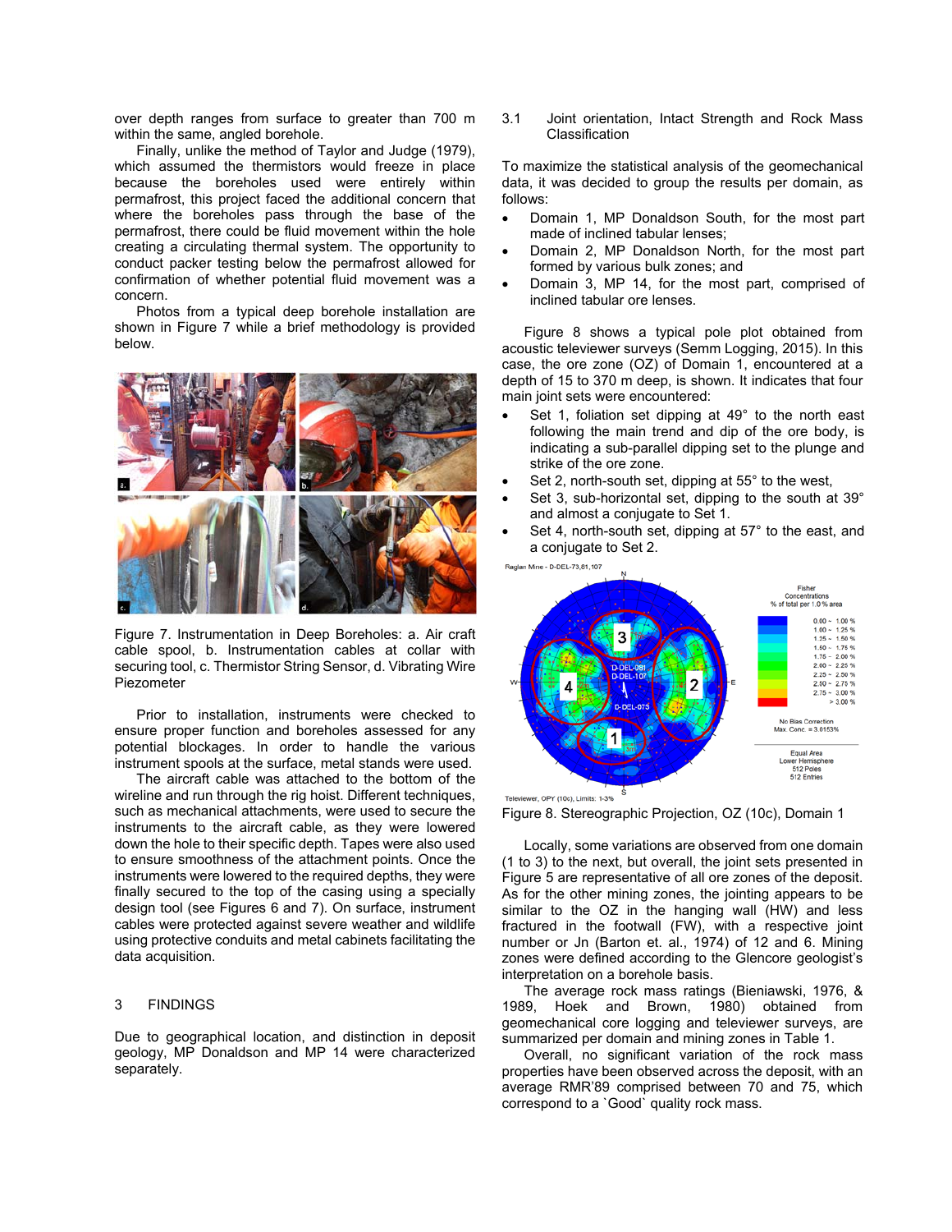over depth ranges from surface to greater than 700 m within the same, angled borehole.

Finally, unlike the method of Taylor and Judge (1979), which assumed the thermistors would freeze in place because the boreholes used were entirely within permafrost, this project faced the additional concern that where the boreholes pass through the base of the permafrost, there could be fluid movement within the hole creating a circulating thermal system. The opportunity to conduct packer testing below the permafrost allowed for confirmation of whether potential fluid movement was a concern.

Photos from a typical deep borehole installation are shown in Figure 7 while a brief methodology is provided below.

Figure 7. Instrumentation in Deep Boreholes: a. Air craft cable spool, b. Instrumentation cables at collar with securing tool, c. Thermistor String Sensor, d. Vibrating Wire Piezometer

Prior to installation, instruments were checked to ensure proper function and boreholes assessed for any potential blockages. In order to handle the various instrument spools at the surface, metal stands were used.

The aircraft cable was attached to the bottom of the wireline and run through the rig hoist. Different techniques, such as mechanical attachments, were used to secure the instruments to the aircraft cable, as they were lowered down the hole to their specific depth. Tapes were also used to ensure smoothness of the attachment points. Once the instruments were lowered to the required depths, they were finally secured to the top of the casing using a specially design tool (see Figures 6 and 7). On surface, instrument cables were protected against severe weather and wildlife using protective conduits and metal cabinets facilitating the data acquisition.

## 3 FINDINGS

Due to geographical location, and distinction in deposit geology, MP Donaldson and MP 14 were characterized separately.

### 3.1 Joint orientation, Intact Strength and Rock Mass Classification

To maximize the statistical analysis of the geomechanical data, it was decided to group the results per domain, as follows:

- Domain 1, MP Donaldson South, for the most part made of inclined tabular lenses;
- Domain 2, MP Donaldson North, for the most part formed by various bulk zones; and
- Domain 3, MP 14, for the most part, comprised of inclined tabular ore lenses.

Figure 8 shows a typical pole plot obtained from acoustic televiewer surveys (Semm Logging, 2015). In this case, the ore zone (OZ) of Domain 1, encountered at a depth of 15 to 370 m deep, is shown. It indicates that four main joint sets were encountered:

- Set 1, foliation set dipping at 49° to the north east following the main trend and dip of the ore body, is indicating a sub-parallel dipping set to the plunge and strike of the ore zone.
- Set 2, north-south set, dipping at 55° to the west,
- Set 3, sub-horizontal set, dipping to the south at 39° and almost a conjugate to Set 1.
- Set 4, north-south set, dipping at 57° to the east, and a conjugate to Set 2.

Figure 8. Stereographic Projection, OZ (10c), Domain 1

Locally, some variations are observed from one domain (1 to 3) to the next, but overall, the joint sets presented in Figure 5 are representative of all ore zones of the deposit. As for the other mining zones, the jointing appears to be similar to the OZ in the hanging wall (HW) and less fractured in the footwall (FW), with a respective joint number or Jn (Barton et. al., 1974) of 12 and 6. Mining zones were defined according to the Glencore geologist's interpretation on a borehole basis.

The average rock mass ratings (Bieniawski, 1976, & 1989, Hoek and Brown, 1980) obtained from geomechanical core logging and televiewer surveys, are summarized per domain and mining zones in Table 1.

Overall, no significant variation of the rock mass properties have been observed across the deposit, with an average RMR'89 comprised between 70 and 75, which correspond to a `Good` quality rock mass.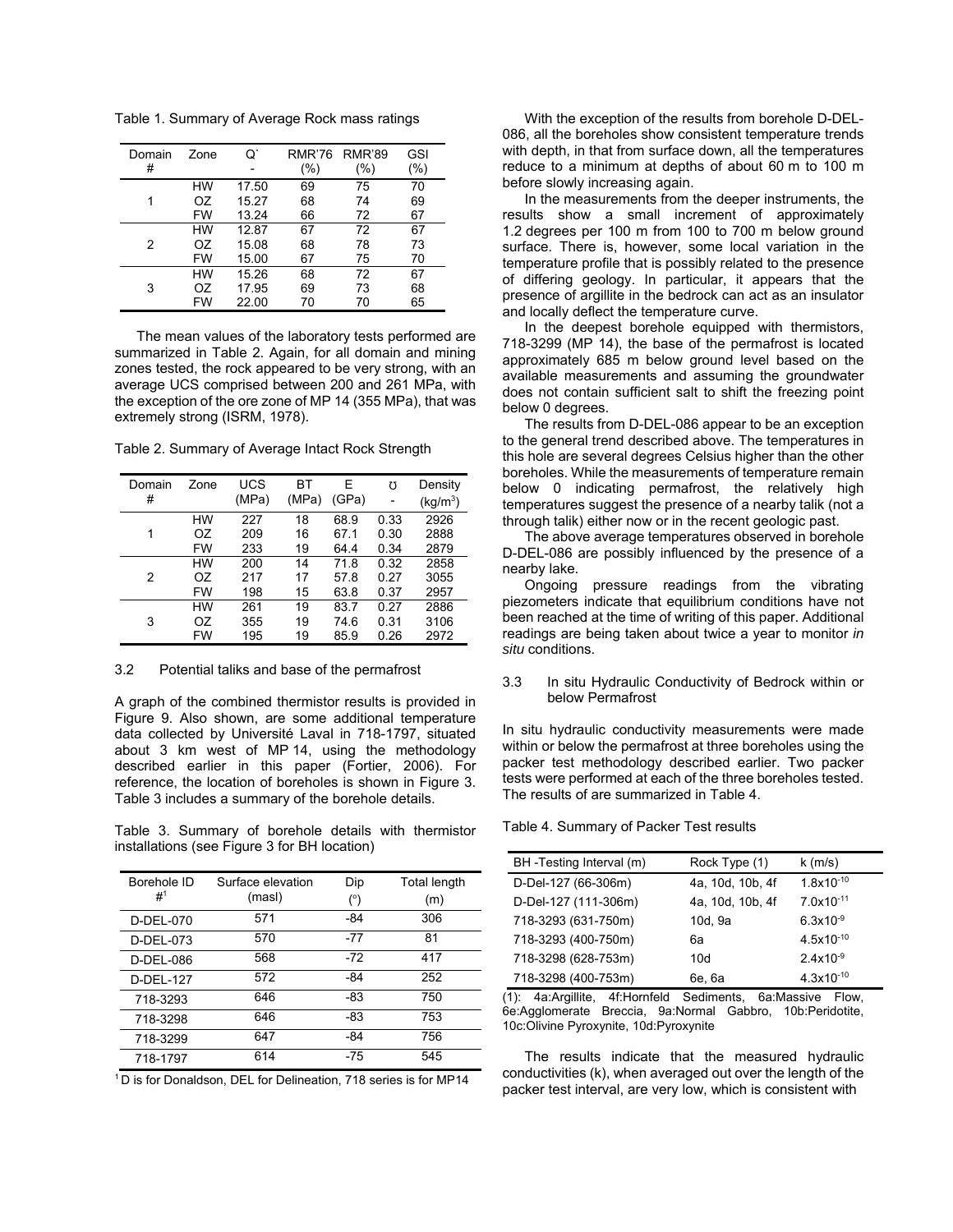Table 1. Summary of Average Rock mass ratings

| Domain # | Zone | Q` - | RMR'76 (%) | RMR'89 (%) | GSI (%) |
|---|---|---|---|---|---|
| 1 | HW | 17.50 | 69 | 75 | 70 |
| | OZ | 15.27 | 68 | 74 | 69 |
| | FW | 13.24 | 66 | 72 | 67 |
| 2 | HW | 12.87 | 67 | 72 | 67 |
| | OZ | 15.08 | 68 | 78 | 73 |
| | FW | 15.00 | 67 | 75 | 70 |
| 3 | HW | 15.26 | 68 | 72 | 67 |
| | OZ | 17.95 | 69 | 73 | 68 |
| | FW | 22.00 | 70 | 70 | 65 |

The mean values of the laboratory tests performed are summarized in Table 2. Again, for all domain and mining zones tested, the rock appeared to be very strong, with an average UCS comprised between 200 and 261 MPa, with the exception of the ore zone of MP 14 (355 MPa), that was extremely strong (ISRM, 1978).

Table 2. Summary of Average Intact Rock Strength

| Domain # | Zone | UCS (MPa) | BT (MPa) | E (GPa) | ʊ - | Density (kg/m$^3$) |
|---|---|---|---|---|---|---|
| 1 | HW | 227 | 18 | 68.9 | 0.33 | 2926 |
| | OZ | 209 | 16 | 67.1 | 0.30 | 2888 |
| | FW | 233 | 19 | 64.4 | 0.34 | 2879 |
| 2 | HW | 200 | 14 | 71.8 | 0.32 | 2858 |
| | OZ | 217 | 17 | 57.8 | 0.27 | 3055 |
| | FW | 198 | 15 | 63.8 | 0.37 | 2957 |
| 3 | HW | 261 | 19 | 83.7 | 0.27 | 2886 |
| | OZ | 355 | 19 | 74.6 | 0.31 | 3106 |
| | FW | 195 | 19 | 85.9 | 0.26 | 2972 |

### 3.2 Potential taliks and base of the permafrost

A graph of the combined thermistor results is provided in Figure 9. Also shown, are some additional temperature data collected by Université Laval in 718-1797, situated about 3 km west of MP 14, using the methodology described earlier in this paper (Fortier, 2006). For reference, the location of boreholes is shown in Figure 3. Table 3 includes a summary of the borehole details.

Table 3. Summary of borehole details with thermistor installations (see Figure 3 for BH location)

| Borehole ID #[1] | Surface elevation (masl) | Dip (°) | Total length (m) |
|---|---|---|---|
| D-DEL-070 | 571 | -84 | 306 |
| D-DEL-073 | 570 | -77 | 81 |
| D-DEL-086 | 568 | -72 | 417 |
| D-DEL-127 | 572 | -84 | 252 |
| 718-3293 | 646 | -83 | 750 |
| 718-3298 | 646 | -83 | 753 |
| 718-3299 | 647 | -84 | 756 |
| 718-1797 | 614 | -75 | 545 |

[1] D is for Donaldson, DEL for Delineation, 718 series is for MP14

With the exception of the results from borehole D-DEL-086, all the boreholes show consistent temperature trends with depth, in that from surface down, all the temperatures reduce to a minimum at depths of about 60 m to 100 m before slowly increasing again.

In the measurements from the deeper instruments, the results show a small increment of approximately 1.2 degrees per 100 m from 100 to 700 m below ground surface. There is, however, some local variation in the temperature profile that is possibly related to the presence of differing geology. In particular, it appears that the presence of argillite in the bedrock can act as an insulator and locally deflect the temperature curve.

In the deepest borehole equipped with thermistors, 718-3299 (MP 14), the base of the permafrost is located approximately 685 m below ground level based on the available measurements and assuming the groundwater does not contain sufficient salt to shift the freezing point below 0 degrees.

The results from D-DEL-086 appear to be an exception to the general trend described above. The temperatures in this hole are several degrees Celsius higher than the other boreholes. While the measurements of temperature remain below 0 indicating permafrost, the relatively high temperatures suggest the presence of a nearby talik (not a through talik) either now or in the recent geologic past.

The above average temperatures observed in borehole D-DEL-086 are possibly influenced by the presence of a nearby lake.

Ongoing pressure readings from the vibrating piezometers indicate that equilibrium conditions have not been reached at the time of writing of this paper. Additional readings are being taken about twice a year to monitor *in situ* conditions.

### 3.3 In situ Hydraulic Conductivity of Bedrock within or below Permafrost

In situ hydraulic conductivity measurements were made within or below the permafrost at three boreholes using the packer test methodology described earlier. Two packer tests were performed at each of the three boreholes tested. The results of are summarized in Table 4.

Table 4. Summary of Packer Test results

| BH -Testing Interval (m) | Rock Type (1) | k (m/s) |
|---|---|---|
| D-Del-127 (66-306m) | 4a, 10d, 10b, 4f | $1.8x10^{-10}$ |
| D-Del-127 (111-306m) | 4a, 10d, 10b, 4f | $7.0x10^{-11}$ |
| 718-3293 (631-750m) | 10d, 9a | $6.3x10^{-9}$ |
| 718-3293 (400-750m) | 6a | $4.5x10^{-10}$ |
| 718-3298 (628-753m) | 10d | $2.4x10^{-9}$ |
| 718-3298 (400-753m) | 6e, 6a | $4.3x10^{-10}$ |

(1): 4a:Argillite, 4f:Hornfeld Sediments, 6a:Massive Flow, 6e:Agglomerate Breccia, 9a:Normal Gabbro, 10b:Peridotite, 10c:Olivine Pyroxynite, 10d:Pyroxynite

The results indicate that the measured hydraulic conductivities (k), when averaged out over the length of the packer test interval, are very low, which is consistent with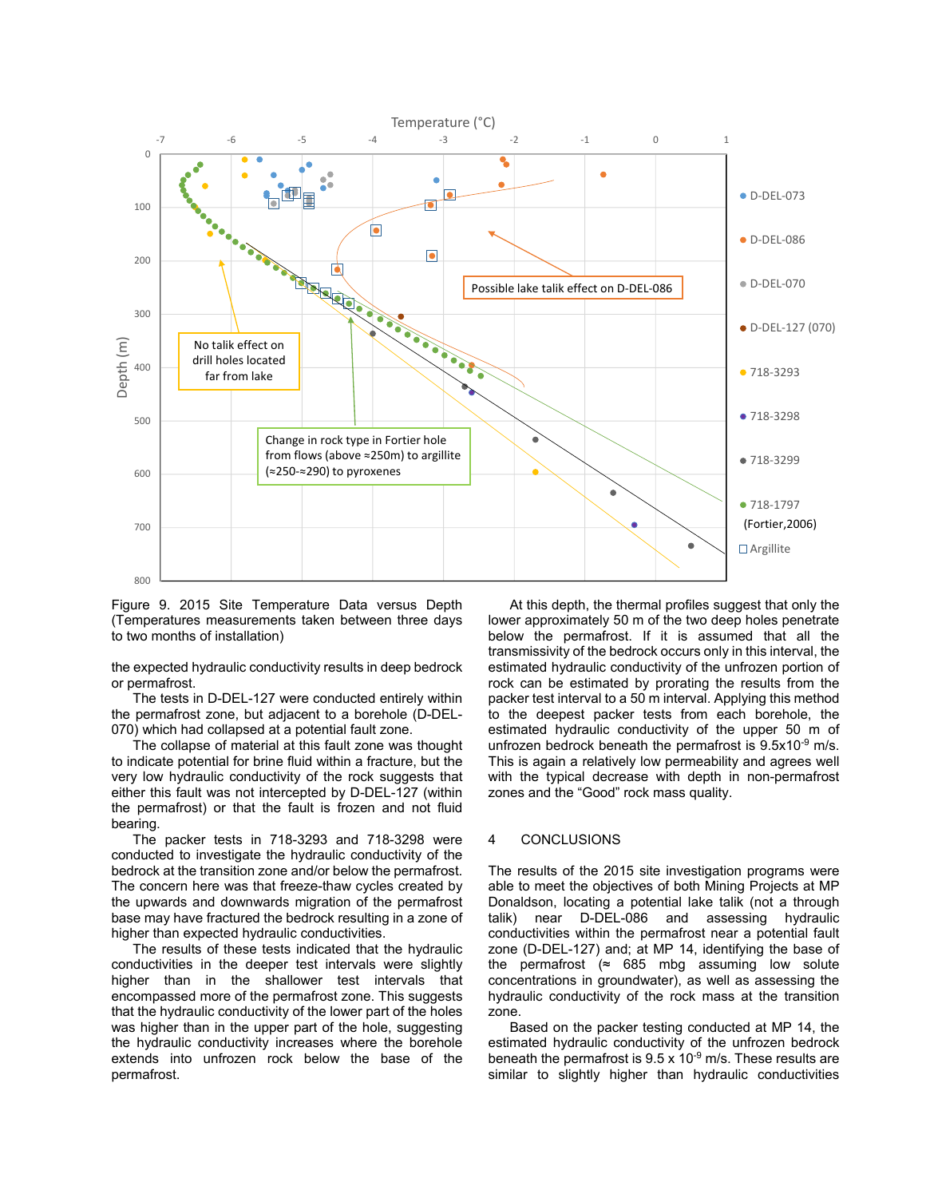Figure 9. 2015 Site Temperature Data versus Depth (Temperatures measurements taken between three days to two months of installation)

the expected hydraulic conductivity results in deep bedrock or permafrost.

The tests in D-DEL-127 were conducted entirely within the permafrost zone, but adjacent to a borehole (D-DEL-070) which had collapsed at a potential fault zone.

The collapse of material at this fault zone was thought to indicate potential for brine fluid within a fracture, but the very low hydraulic conductivity of the rock suggests that either this fault was not intercepted by D-DEL-127 (within the permafrost) or that the fault is frozen and not fluid bearing.

The packer tests in 718-3293 and 718-3298 were conducted to investigate the hydraulic conductivity of the bedrock at the transition zone and/or below the permafrost. The concern here was that freeze-thaw cycles created by the upwards and downwards migration of the permafrost base may have fractured the bedrock resulting in a zone of higher than expected hydraulic conductivities.

The results of these tests indicated that the hydraulic conductivities in the deeper test intervals were slightly higher than in the shallower test intervals that encompassed more of the permafrost zone. This suggests that the hydraulic conductivity of the lower part of the holes was higher than in the upper part of the hole, suggesting the hydraulic conductivity increases where the borehole extends into unfrozen rock below the base of the permafrost.

At this depth, the thermal profiles suggest that only the lower approximately 50 m of the two deep holes penetrate below the permafrost. If it is assumed that all the transmissivity of the bedrock occurs only in this interval, the estimated hydraulic conductivity of the unfrozen portion of rock can be estimated by prorating the results from the packer test interval to a 50 m interval. Applying this method to the deepest packer tests from each borehole, the estimated hydraulic conductivity of the upper 50 m of unfrozen bedrock beneath the permafrost is $9.5 x 10^{-9}$ m/s. This is again a relatively low permeability and agrees well with the typical decrease with depth in non-permafrost zones and the "Good" rock mass quality.

## 4 CONCLUSIONS

The results of the 2015 site investigation programs were able to meet the objectives of both Mining Projects at MP Donaldson, locating a potential lake talik (not a through talik) near D-DEL-086 and assessing hydraulic conductivities within the permafrost near a potential fault zone (D-DEL-127) and; at MP 14, identifying the base of the permafrost (≈ 685 mbg assuming low solute concentrations in groundwater), as well as assessing the hydraulic conductivity of the rock mass at the transition zone.

Based on the packer testing conducted at MP 14, the estimated hydraulic conductivity of the unfrozen bedrock beneath the permafrost is $9.5 \times 10^{-9}$ m/s. These results are similar to slightly higher than hydraulic conductivities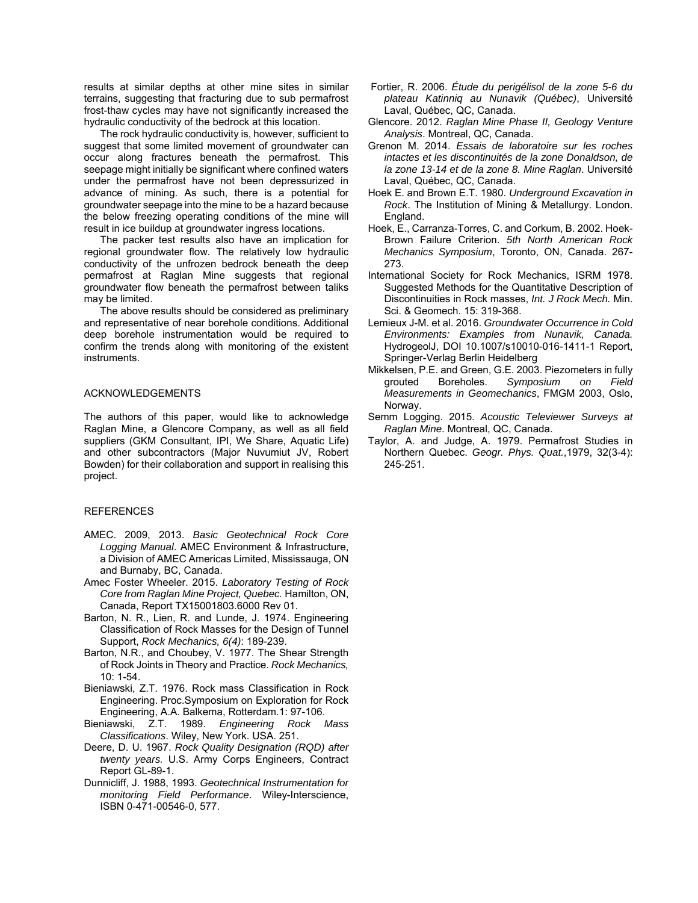results at similar depths at other mine sites in similar terrains, suggesting that fracturing due to sub permafrost frost-thaw cycles may have not significantly increased the hydraulic conductivity of the bedrock at this location.

The rock hydraulic conductivity is, however, sufficient to suggest that some limited movement of groundwater can occur along fractures beneath the permafrost. This seepage might initially be significant where confined waters under the permafrost have not been depressurized in advance of mining. As such, there is a potential for groundwater seepage into the mine to be a hazard because the below freezing operating conditions of the mine will result in ice buildup at groundwater ingress locations.

The packer test results also have an implication for regional groundwater flow. The relatively low hydraulic conductivity of the unfrozen bedrock beneath the deep permafrost at Raglan Mine suggests that regional groundwater flow beneath the permafrost between taliks may be limited.

The above results should be considered as preliminary and representative of near borehole conditions. Additional deep borehole instrumentation would be required to confirm the trends along with monitoring of the existent instruments.

## ACKNOWLEDGEMENTS

The authors of this paper, would like to acknowledge Raglan Mine, a Glencore Company, as well as all field suppliers (GKM Consultant, IPI, We Share, Aquatic Life) and other subcontractors (Major Nuvumiut JV, Robert Bowden) for their collaboration and support in realising this project.

## REFERENCES

AMEC. 2009, 2013. *Basic Geotechnical Rock Core Logging Manual*. AMEC Environment & Infrastructure, a Division of AMEC Americas Limited, Mississauga, ON and Burnaby, BC, Canada.

Amec Foster Wheeler. 2015. *Laboratory Testing of Rock Core from Raglan Mine Project, Quebec.* Hamilton, ON, Canada, Report TX15001803.6000 Rev 01.

Barton, N. R., Lien, R. and Lunde, J. 1974. Engineering Classification of Rock Masses for the Design of Tunnel Support, *Rock Mechanics, 6(4)*: 189-239.

Barton, N.R., and Choubey, V. 1977. The Shear Strength of Rock Joints in Theory and Practice. *Rock Mechanics,* 10: 1-54.

Bieniawski, Z.T. 1976. Rock mass Classification in Rock Engineering. Proc.Symposium on Exploration for Rock Engineering, A.A. Balkema, Rotterdam.1: 97-106.

Bieniawski, Z.T. 1989. *Engineering Rock Mass Classifications*. Wiley, New York. USA. 251.

Deere, D. U. 1967. *Rock Quality Designation (RQD) after twenty years.* U.S. Army Corps Engineers, Contract Report GL-89-1.

Dunnicliff, J. 1988, 1993. *Geotechnical Instrumentation for monitoring Field Performance*. Wiley-Interscience, ISBN 0-471-00546-0, 577.

Fortier, R. 2006. *Étude du perigélisol de la zone 5-6 du plateau Katinniq au Nunavik (Québec)*, Université Laval, Québec, QC, Canada.

Glencore. 2012. *Raglan Mine Phase II, Geology Venture Analysis*. Montreal, QC, Canada.

Grenon M. 2014. *Essais de laboratoire sur les roches intactes et les discontinuités de la zone Donaldson, de la zone 13-14 et de la zone 8. Mine Raglan*. Université Laval, Québec, QC, Canada.

Hoek E. and Brown E.T. 1980. *Underground Excavation in Rock*. The Institution of Mining & Metallurgy. London. England.

Hoek, E., Carranza-Torres, C. and Corkum, B. 2002. Hoek-Brown Failure Criterion. *5th North American Rock Mechanics Symposium*, Toronto, ON, Canada. 267-273.

International Society for Rock Mechanics, ISRM 1978. Suggested Methods for the Quantitative Description of Discontinuities in Rock masses, *Int. J Rock Mech.* Min. Sci. & Geomech. 15: 319-368.

Lemieux J-M. et al. 2016. *Groundwater Occurrence in Cold Environments: Examples from Nunavik, Canada.* HydrogeolJ, DOI 10.1007/s10010-016-1411-1 Report, Springer-Verlag Berlin Heidelberg

Mikkelsen, P.E. and Green, G.E. 2003. Piezometers in fully grouted Boreholes. *Symposium on Field Measurements in Geomechanics*, FMGM 2003, Oslo, Norway.

Semm Logging. 2015. *Acoustic Televiewer Surveys at Raglan Mine*. Montreal, QC, Canada.

Taylor, A. and Judge, A. 1979. Permafrost Studies in Northern Quebec. *Geogr. Phys. Quat.*,1979, 32(3-4): 245-251.